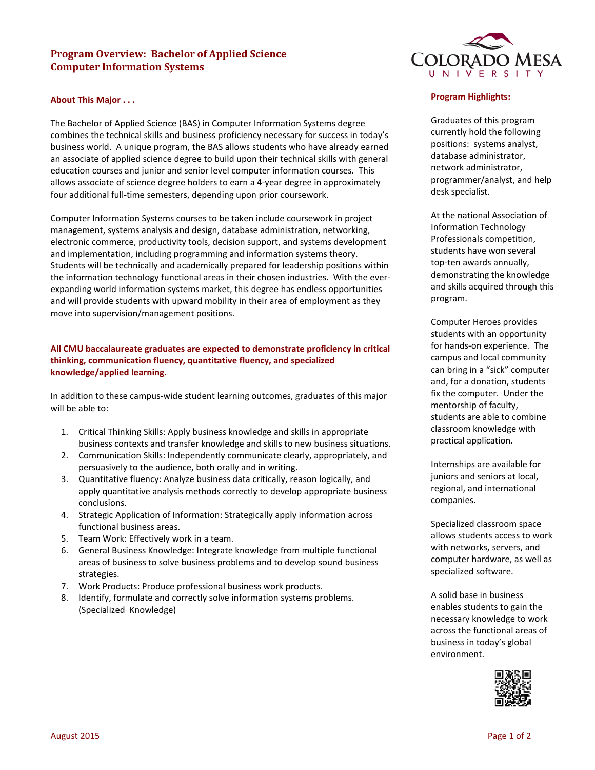# Program Overview: Bachelor of Applied Science Computer Information Systems

## About This Major . . .

The Bachelor of Applied Science (BAS) in Computer Information Systems degree combines the technical skills and business proficiency necessary for success in today's business world. A unique program, the BAS allows students who have already earned an associate of applied science degree to build upon their technical skills with general education courses and junior and senior level computer information courses. This allows associate of science degree holders to earn a 4-year degree in approximately four additional full-time semesters, depending upon prior coursework.

Computer Information Systems courses to be taken include coursework in project management, systems analysis and design, database administration, networking, electronic commerce, productivity tools, decision support, and systems development and implementation, including programming and information systems theory. Students will be technically and academically prepared for leadership positions within the information technology functional areas in their chosen industries. With the ever-expanding world information systems market, this degree has endless opportunities and will provide students with upward mobility in their area of employment as they move into supervision/management positions.

**All CMU baccalaureate graduates are expected to demonstrate proficiency in critical thinking, communication fluency, quantitative fluency, and specialized knowledge/applied learning.**

In addition to these campus-wide student learning outcomes, graduates of this major will be able to:

1. Critical Thinking Skills: Apply business knowledge and skills in appropriate business contexts and transfer knowledge and skills to new business situations.
2. Communication Skills: Independently communicate clearly, appropriately, and persuasively to the audience, both orally and in writing.
3. Quantitative fluency: Analyze business data critically, reason logically, and apply quantitative analysis methods correctly to develop appropriate business conclusions.
4. Strategic Application of Information: Strategically apply information across functional business areas.
5. Team Work: Effectively work in a team.
6. General Business Knowledge: Integrate knowledge from multiple functional areas of business to solve business problems and to develop sound business strategies.
7. Work Products: Produce professional business work products.
8. Identify, formulate and correctly solve information systems problems. (Specialized Knowledge)

## Program Highlights:

Graduates of this program currently hold the following positions: systems analyst, database administrator, network administrator, programmer/analyst, and help desk specialist.

At the national Association of Information Technology Professionals competition, students have won several top-ten awards annually, demonstrating the knowledge and skills acquired through this program.

Computer Heroes provides students with an opportunity for hands-on experience. The campus and local community can bring in a "sick" computer and, for a donation, students fix the computer. Under the mentorship of faculty, students are able to combine classroom knowledge with practical application.

Internships are available for juniors and seniors at local, regional, and international companies.

Specialized classroom space allows students access to work with networks, servers, and computer hardware, as well as specialized software.

A solid base in business enables students to gain the necessary knowledge to work across the functional areas of business in today's global environment.

August 2015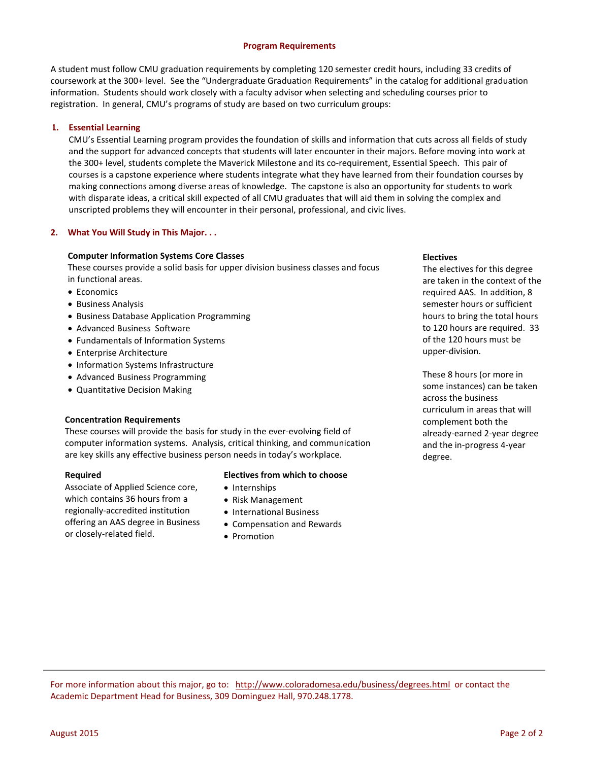## Program Requirements

A student must follow CMU graduation requirements by completing 120 semester credit hours, including 33 credits of coursework at the 300+ level. See the "Undergraduate Graduation Requirements" in the catalog for additional graduation information. Students should work closely with a faculty advisor when selecting and scheduling courses prior to registration. In general, CMU's programs of study are based on two curriculum groups:

### 1. Essential Learning

CMU's Essential Learning program provides the foundation of skills and information that cuts across all fields of study and the support for advanced concepts that students will later encounter in their majors. Before moving into work at the 300+ level, students complete the Maverick Milestone and its co-requirement, Essential Speech. This pair of courses is a capstone experience where students integrate what they have learned from their foundation courses by making connections among diverse areas of knowledge. The capstone is also an opportunity for students to work with disparate ideas, a critical skill expected of all CMU graduates that will aid them in solving the complex and unscripted problems they will encounter in their personal, professional, and civic lives.

### 2. What You Will Study in This Major. . .

**Computer Information Systems Core Classes**

These courses provide a solid basis for upper division business classes and focus in functional areas.

- Economics
- Business Analysis
- Business Database Application Programming
- Advanced Business Software
- Fundamentals of Information Systems
- Enterprise Architecture
- Information Systems Infrastructure
- Advanced Business Programming
- Quantitative Decision Making

**Concentration Requirements**

These courses will provide the basis for study in the ever-evolving field of computer information systems. Analysis, critical thinking, and communication are key skills any effective business person needs in today's workplace.

**Required**

Associate of Applied Science core, which contains 36 hours from a regionally-accredited institution offering an AAS degree in Business or closely-related field.

**Electives from which to choose**

- Internships
- Risk Management
- International Business
- Compensation and Rewards
- Promotion

**Electives**

The electives for this degree are taken in the context of the required AAS. In addition, 8 semester hours or sufficient hours to bring the total hours to 120 hours are required. 33 of the 120 hours must be upper-division.

These 8 hours (or more in some instances) can be taken across the business curriculum in areas that will complement both the already-earned 2-year degree and the in-progress 4-year degree.

For more information about this major, go to: http://www.coloradomesa.edu/business/degrees.html or contact the Academic Department Head for Business, 309 Dominguez Hall, 970.248.1778.

August 2015